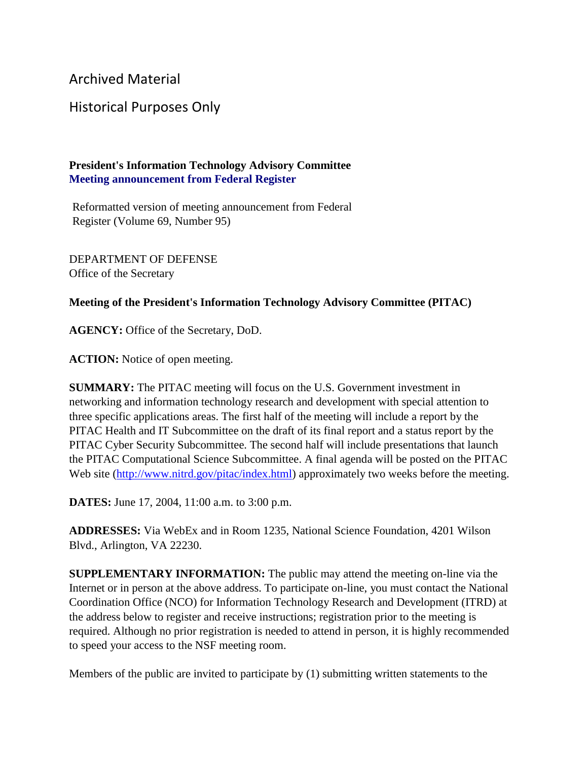Archived Material

Historical Purposes Only

**President's Information Technology Advisory Committee**
**Meeting announcement from Federal Register**

Reformatted version of meeting announcement from Federal Register (Volume 69, Number 95)

DEPARTMENT OF DEFENSE
Office of the Secretary

**Meeting of the President's Information Technology Advisory Committee (PITAC)**

**AGENCY:** Office of the Secretary, DoD.

**ACTION:** Notice of open meeting.

**SUMMARY:** The PITAC meeting will focus on the U.S. Government investment in networking and information technology research and development with special attention to three specific applications areas. The first half of the meeting will include a report by the PITAC Health and IT Subcommittee on the draft of its final report and a status report by the PITAC Cyber Security Subcommittee. The second half will include presentations that launch the PITAC Computational Science Subcommittee. A final agenda will be posted on the PITAC Web site (http://www.nitrd.gov/pitac/index.html) approximately two weeks before the meeting.

**DATES:** June 17, 2004, 11:00 a.m. to 3:00 p.m.

**ADDRESSES:** Via WebEx and in Room 1235, National Science Foundation, 4201 Wilson Blvd., Arlington, VA 22230.

**SUPPLEMENTARY INFORMATION:** The public may attend the meeting on-line via the Internet or in person at the above address. To participate on-line, you must contact the National Coordination Office (NCO) for Information Technology Research and Development (ITRD) at the address below to register and receive instructions; registration prior to the meeting is required. Although no prior registration is needed to attend in person, it is highly recommended to speed your access to the NSF meeting room.

Members of the public are invited to participate by (1) submitting written statements to the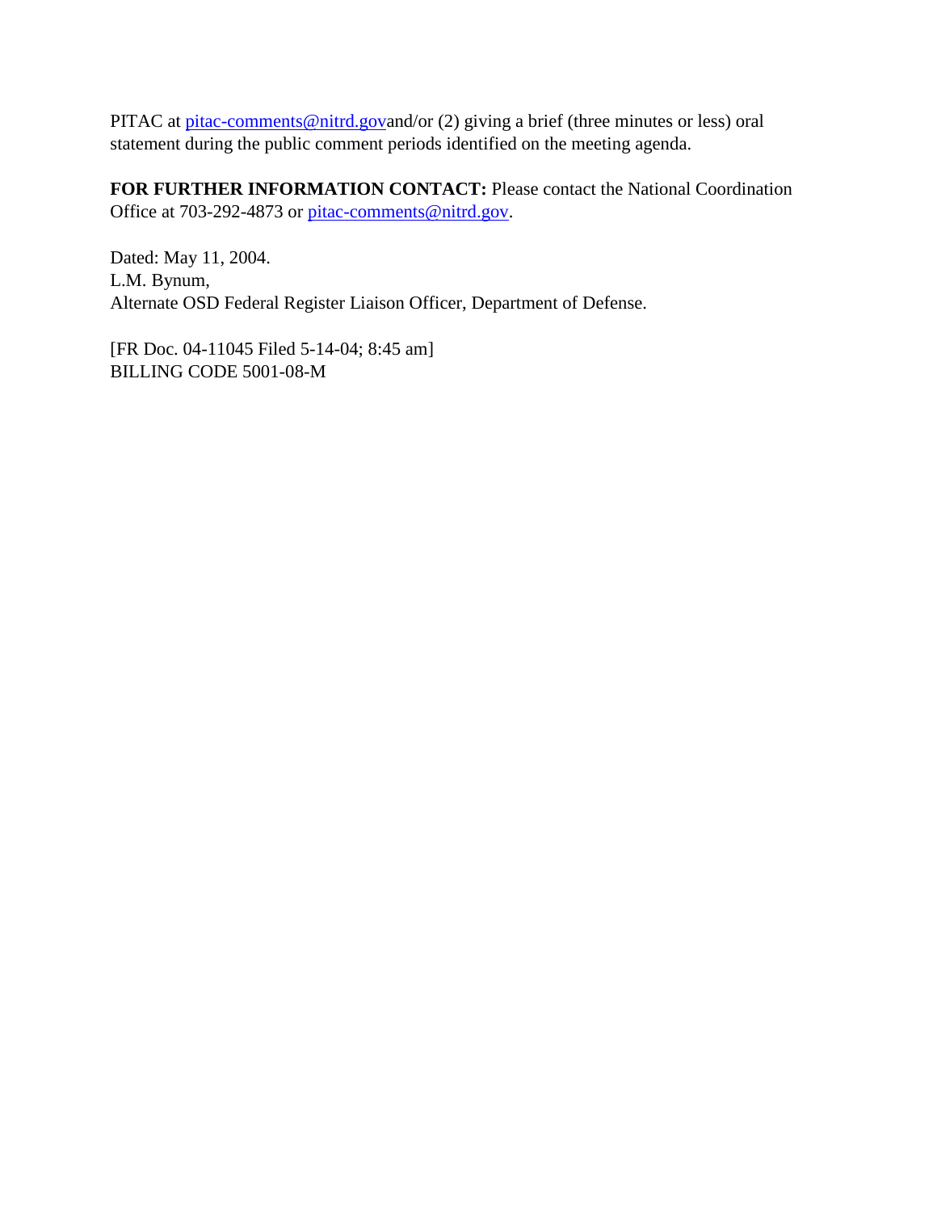PITAC at pitac-comments@nitrd.govand/or (2) giving a brief (three minutes or less) oral statement during the public comment periods identified on the meeting agenda.

**FOR FURTHER INFORMATION CONTACT:** Please contact the National Coordination Office at 703-292-4873 or pitac-comments@nitrd.gov.

Dated: May 11, 2004.
L.M. Bynum,
Alternate OSD Federal Register Liaison Officer, Department of Defense.

[FR Doc. 04-11045 Filed 5-14-04; 8:45 am]
BILLING CODE 5001-08-M